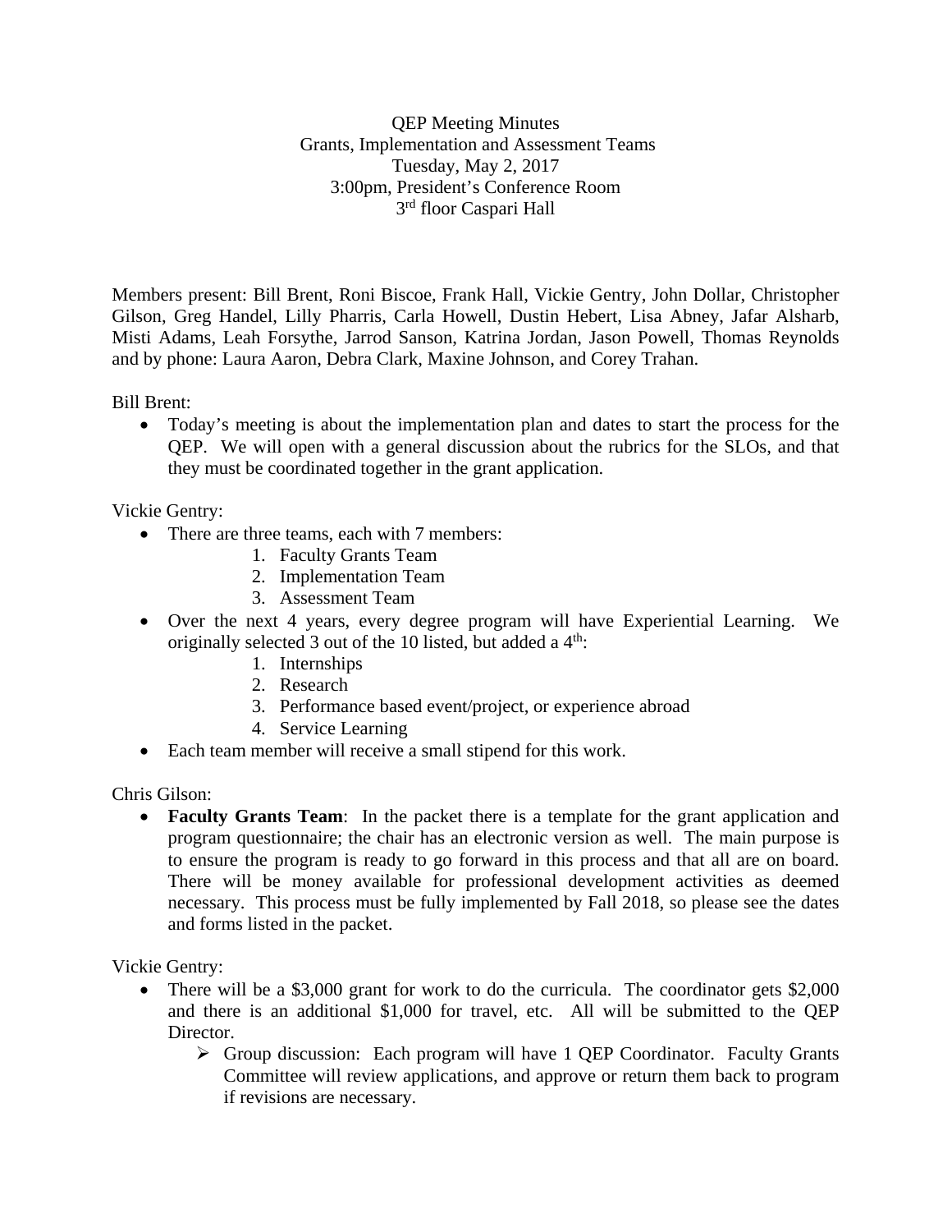QEP Meeting Minutes
Grants, Implementation and Assessment Teams
Tuesday, May 2, 2017
3:00pm, President's Conference Room
3rd floor Caspari Hall

Members present: Bill Brent, Roni Biscoe, Frank Hall, Vickie Gentry, John Dollar, Christopher Gilson, Greg Handel, Lilly Pharris, Carla Howell, Dustin Hebert, Lisa Abney, Jafar Alsharb, Misti Adams, Leah Forsythe, Jarrod Sanson, Katrina Jordan, Jason Powell, Thomas Reynolds and by phone: Laura Aaron, Debra Clark, Maxine Johnson, and Corey Trahan.

Bill Brent:

- Today's meeting is about the implementation plan and dates to start the process for the QEP. We will open with a general discussion about the rubrics for the SLOs, and that they must be coordinated together in the grant application.

Vickie Gentry:

- There are three teams, each with 7 members:
    1. Faculty Grants Team
    2. Implementation Team
    3. Assessment Team
- Over the next 4 years, every degree program will have Experiential Learning. We originally selected 3 out of the 10 listed, but added a 4th:
    1. Internships
    2. Research
    3. Performance based event/project, or experience abroad
    4. Service Learning
- Each team member will receive a small stipend for this work.

Chris Gilson:

- **Faculty Grants Team**: In the packet there is a template for the grant application and program questionnaire; the chair has an electronic version as well. The main purpose is to ensure the program is ready to go forward in this process and that all are on board. There will be money available for professional development activities as deemed necessary. This process must be fully implemented by Fall 2018, so please see the dates and forms listed in the packet.

Vickie Gentry:

- There will be a $3,000 grant for work to do the curricula. The coordinator gets $2,000 and there is an additional $1,000 for travel, etc. All will be submitted to the QEP Director.
    - Group discussion: Each program will have 1 QEP Coordinator. Faculty Grants Committee will review applications, and approve or return them back to program if revisions are necessary.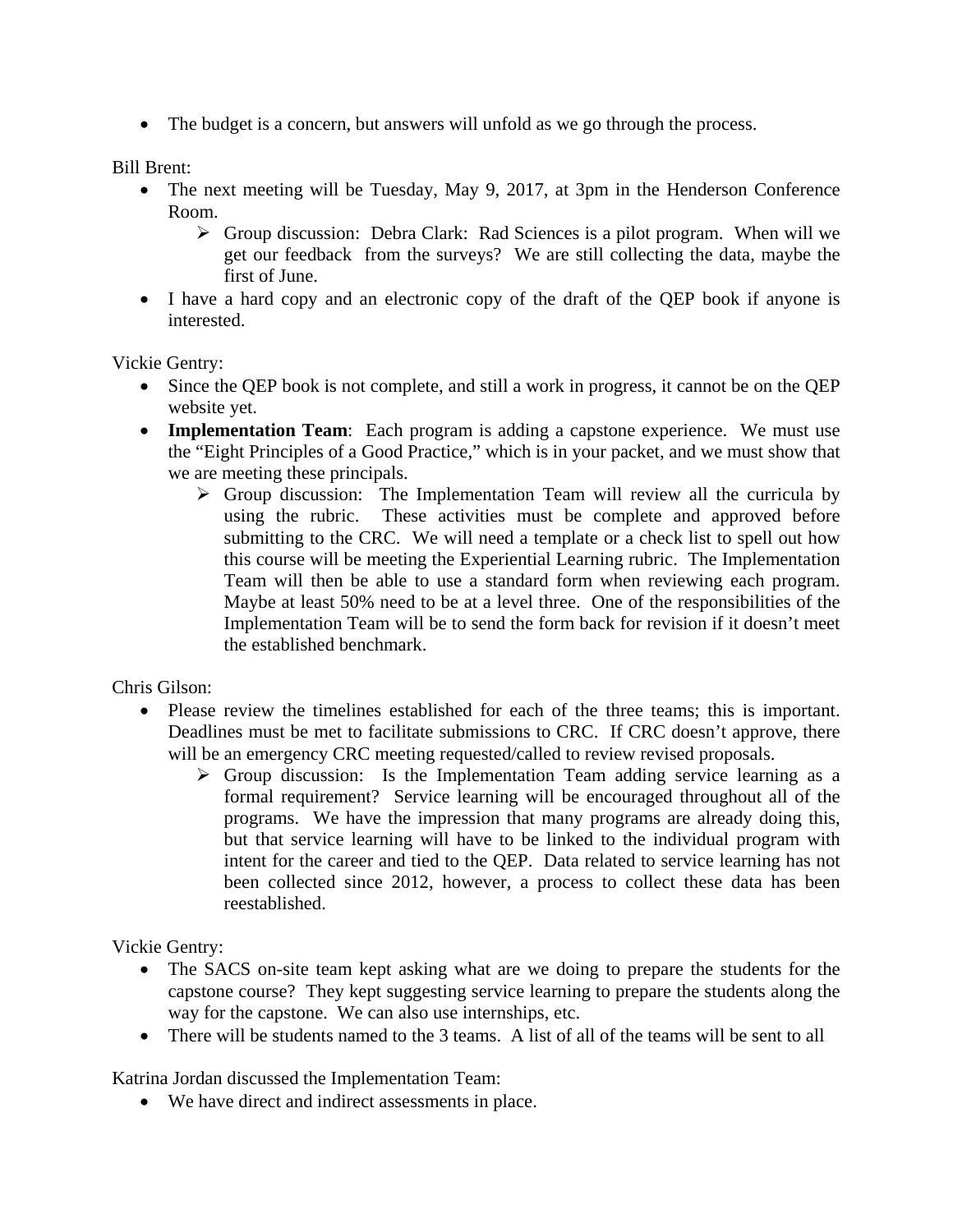- The budget is a concern, but answers will unfold as we go through the process.

Bill Brent:

- The next meeting will be Tuesday, May 9, 2017, at 3pm in the Henderson Conference Room.
  - Group discussion: Debra Clark: Rad Sciences is a pilot program. When will we get our feedback from the surveys? We are still collecting the data, maybe the first of June.
- I have a hard copy and an electronic copy of the draft of the QEP book if anyone is interested.

Vickie Gentry:

- Since the QEP book is not complete, and still a work in progress, it cannot be on the QEP website yet.
- **Implementation Team**: Each program is adding a capstone experience. We must use the "Eight Principles of a Good Practice," which is in your packet, and we must show that we are meeting these principals.
  - Group discussion: The Implementation Team will review all the curricula by using the rubric. These activities must be complete and approved before submitting to the CRC. We will need a template or a check list to spell out how this course will be meeting the Experiential Learning rubric. The Implementation Team will then be able to use a standard form when reviewing each program. Maybe at least 50% need to be at a level three. One of the responsibilities of the Implementation Team will be to send the form back for revision if it doesn't meet the established benchmark.

Chris Gilson:

- Please review the timelines established for each of the three teams; this is important. Deadlines must be met to facilitate submissions to CRC. If CRC doesn't approve, there will be an emergency CRC meeting requested/called to review revised proposals.
  - Group discussion: Is the Implementation Team adding service learning as a formal requirement? Service learning will be encouraged throughout all of the programs. We have the impression that many programs are already doing this, but that service learning will have to be linked to the individual program with intent for the career and tied to the QEP. Data related to service learning has not been collected since 2012, however, a process to collect these data has been reestablished.

Vickie Gentry:

- The SACS on-site team kept asking what are we doing to prepare the students for the capstone course? They kept suggesting service learning to prepare the students along the way for the capstone. We can also use internships, etc.
- There will be students named to the 3 teams. A list of all of the teams will be sent to all

Katrina Jordan discussed the Implementation Team:

- We have direct and indirect assessments in place.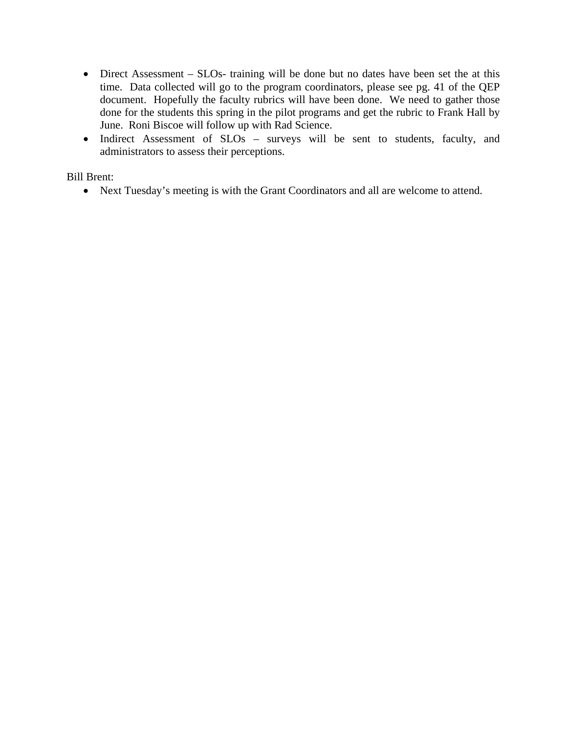- Direct Assessment – SLOs- training will be done but no dates have been set the at this time. Data collected will go to the program coordinators, please see pg. 41 of the QEP document. Hopefully the faculty rubrics will have been done. We need to gather those done for the students this spring in the pilot programs and get the rubric to Frank Hall by June. Roni Biscoe will follow up with Rad Science.
- Indirect Assessment of SLOs – surveys will be sent to students, faculty, and administrators to assess their perceptions.

Bill Brent:

- Next Tuesday's meeting is with the Grant Coordinators and all are welcome to attend.